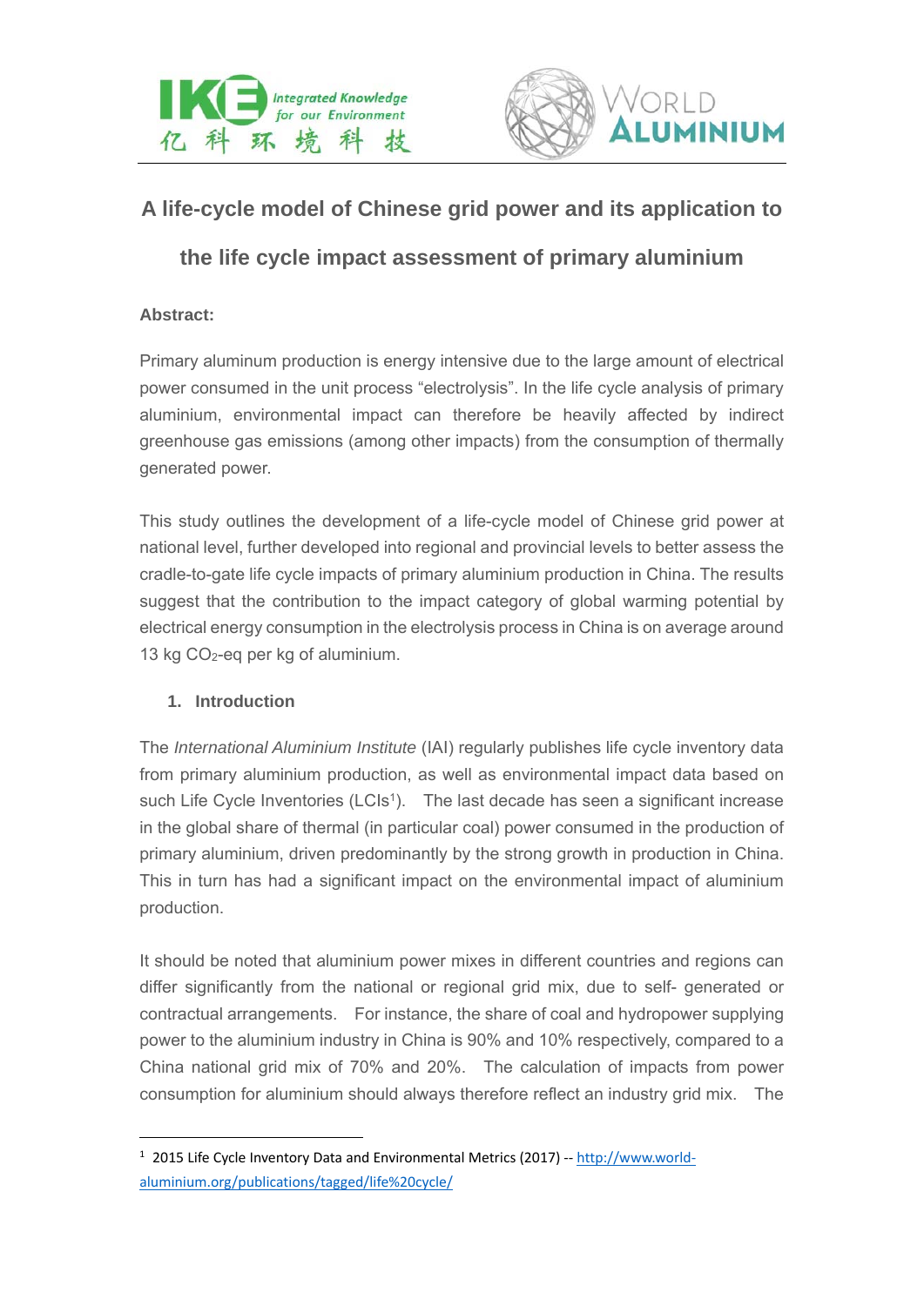# A life-cycle model of Chinese grid power and its application to the life cycle impact assessment of primary aluminium

**Abstract:**

Primary aluminum production is energy intensive due to the large amount of electrical power consumed in the unit process “electrolysis”. In the life cycle analysis of primary aluminium, environmental impact can therefore be heavily affected by indirect greenhouse gas emissions (among other impacts) from the consumption of thermally generated power.

This study outlines the development of a life-cycle model of Chinese grid power at national level, further developed into regional and provincial levels to better assess the cradle-to-gate life cycle impacts of primary aluminium production in China. The results suggest that the contribution to the impact category of global warming potential by electrical energy consumption in the electrolysis process in China is on average around 13 kg $CO_2$-eq per kg of aluminium.

## 1. Introduction

The *International Aluminium Institute* (IAI) regularly publishes life cycle inventory data from primary aluminium production, as well as environmental impact data based on such Life Cycle Inventories (LCIs[1]). The last decade has seen a significant increase in the global share of thermal (in particular coal) power consumed in the production of primary aluminium, driven predominantly by the strong growth in production in China. This in turn has had a significant impact on the environmental impact of aluminium production.

It should be noted that aluminium power mixes in different countries and regions can differ significantly from the national or regional grid mix, due to self- generated or contractual arrangements. For instance, the share of coal and hydropower supplying power to the aluminium industry in China is 90% and 10% respectively, compared to a China national grid mix of 70% and 20%. The calculation of impacts from power consumption for aluminium should always therefore reflect an industry grid mix. The

[1] 2015 Life Cycle Inventory Data and Environmental Metrics (2017) -- http://www.world-aluminium.org/publications/tagged/life%20cycle/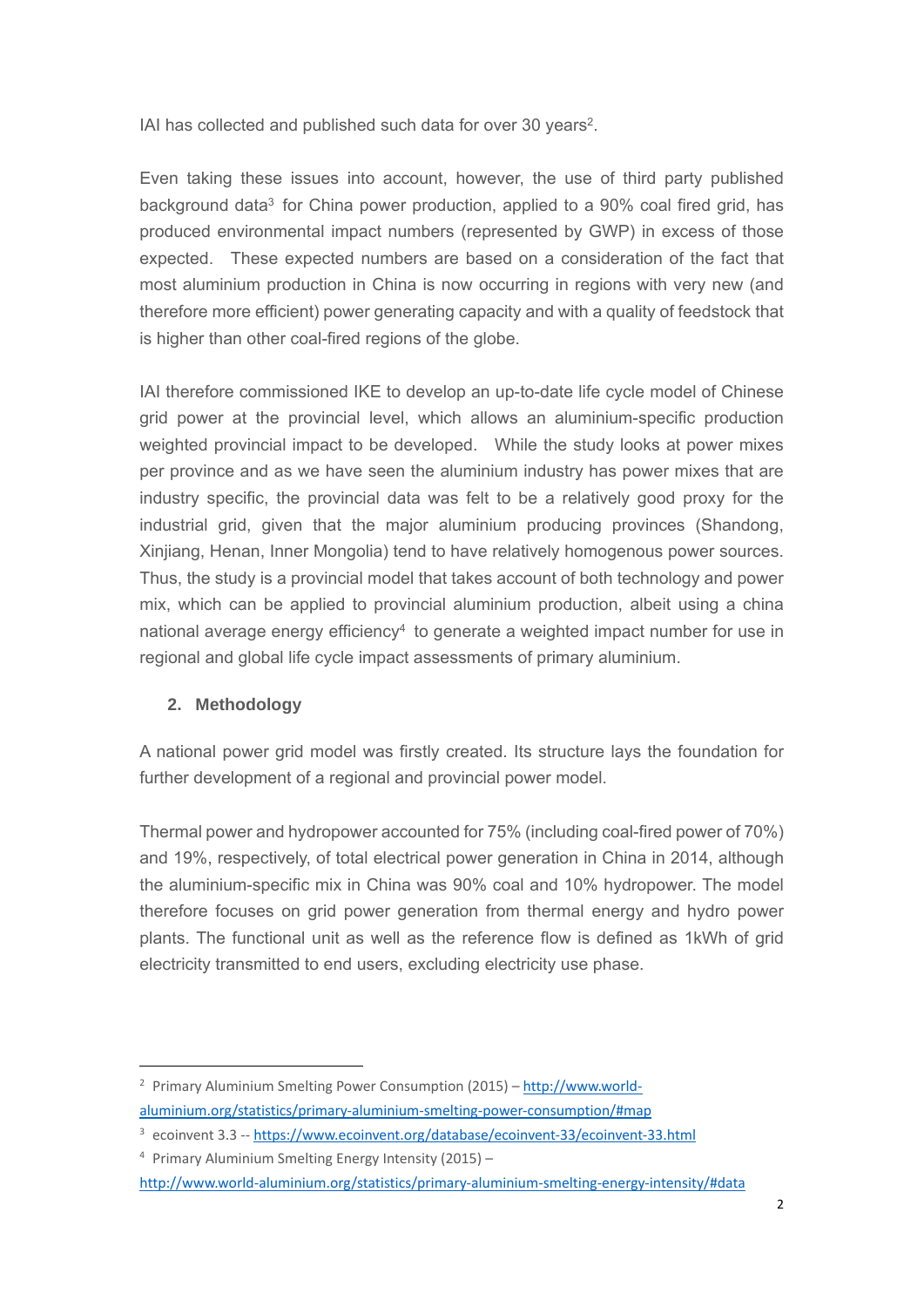IAI has collected and published such data for over 30 years[2].

Even taking these issues into account, however, the use of third party published background data[3] for China power production, applied to a 90% coal fired grid, has produced environmental impact numbers (represented by GWP) in excess of those expected. These expected numbers are based on a consideration of the fact that most aluminium production in China is now occurring in regions with very new (and therefore more efficient) power generating capacity and with a quality of feedstock that is higher than other coal-fired regions of the globe.

IAI therefore commissioned IKE to develop an up-to-date life cycle model of Chinese grid power at the provincial level, which allows an aluminium-specific production weighted provincial impact to be developed. While the study looks at power mixes per province and as we have seen the aluminium industry has power mixes that are industry specific, the provincial data was felt to be a relatively good proxy for the industrial grid, given that the major aluminium producing provinces (Shandong, Xinjiang, Henan, Inner Mongolia) tend to have relatively homogenous power sources. Thus, the study is a provincial model that takes account of both technology and power mix, which can be applied to provincial aluminium production, albeit using a china national average energy efficiency[4] to generate a weighted impact number for use in regional and global life cycle impact assessments of primary aluminium.

## 2. Methodology

A national power grid model was firstly created. Its structure lays the foundation for further development of a regional and provincial power model.

Thermal power and hydropower accounted for 75% (including coal-fired power of 70%) and 19%, respectively, of total electrical power generation in China in 2014, although the aluminium-specific mix in China was 90% coal and 10% hydropower. The model therefore focuses on grid power generation from thermal energy and hydro power plants. The functional unit as well as the reference flow is defined as 1kWh of grid electricity transmitted to end users, excluding electricity use phase.

---

[2] Primary Aluminium Smelting Power Consumption (2015) – http://www.world-aluminium.org/statistics/primary-aluminium-smelting-power-consumption/#map

[3] ecoinvent 3.3 -- https://www.ecoinvent.org/database/ecoinvent-33/ecoinvent-33.html

[4] Primary Aluminium Smelting Energy Intensity (2015) – http://www.world-aluminium.org/statistics/primary-aluminium-smelting-energy-intensity/#data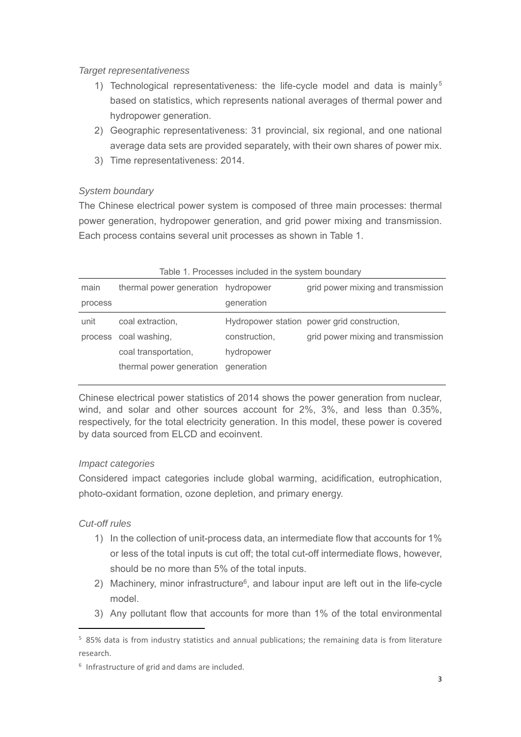*Target representativeness*

1) Technological representativeness: the life-cycle model and data is mainly[5] based on statistics, which represents national averages of thermal power and hydropower generation.
2) Geographic representativeness: 31 provincial, six regional, and one national average data sets are provided separately, with their own shares of power mix.
3) Time representativeness: 2014.

*System boundary*

The Chinese electrical power system is composed of three main processes: thermal power generation, hydropower generation, and grid power mixing and transmission. Each process contains several unit processes as shown in Table 1.

Table 1. Processes included in the system boundary

| main process | thermal power generation | hydropower generation | grid power mixing and transmission |
|---|---|---|---|
| unit process | coal extraction, coal washing, coal transportation, thermal power generation | Hydropower station construction, hydropower generation | power grid construction, grid power mixing and transmission |

Chinese electrical power statistics of 2014 shows the power generation from nuclear, wind, and solar and other sources account for 2%, 3%, and less than 0.35%, respectively, for the total electricity generation. In this model, these power is covered by data sourced from ELCD and ecoinvent.

*Impact categories*

Considered impact categories include global warming, acidification, eutrophication, photo-oxidant formation, ozone depletion, and primary energy.

*Cut-off rules*

1) In the collection of unit-process data, an intermediate flow that accounts for 1% or less of the total inputs is cut off; the total cut-off intermediate flows, however, should be no more than 5% of the total inputs.
2) Machinery, minor infrastructure[6], and labour input are left out in the life-cycle model.
3) Any pollutant flow that accounts for more than 1% of the total environmental

[5] 85% data is from industry statistics and annual publications; the remaining data is from literature research.

[6] Infrastructure of grid and dams are included.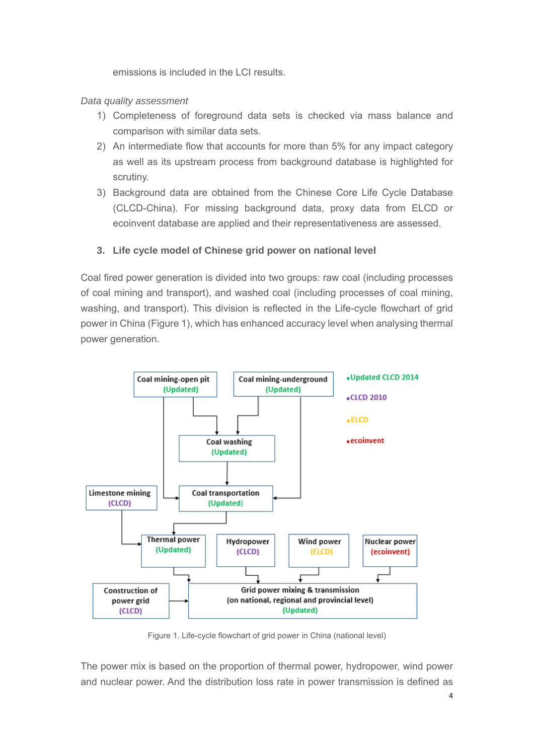emissions is included in the LCI results.

*Data quality assessment*

1) Completeness of foreground data sets is checked via mass balance and comparison with similar data sets.
2) An intermediate flow that accounts for more than 5% for any impact category as well as its upstream process from background database is highlighted for scrutiny.
3) Background data are obtained from the Chinese Core Life Cycle Database (CLCD-China). For missing background data, proxy data from ELCD or ecoinvent database are applied and their representativeness are assessed.

## 3. Life cycle model of Chinese grid power on national level

Coal fired power generation is divided into two groups: raw coal (including processes of coal mining and transport), and washed coal (including processes of coal mining, washing, and transport). This division is reflected in the Life-cycle flowchart of grid power in China (Figure 1), which has enhanced accuracy level when analysing thermal power generation.

Figure 1. Life-cycle flowchart of grid power in China (national level)

The power mix is based on the proportion of thermal power, hydropower, wind power and nuclear power. And the distribution loss rate in power transmission is defined as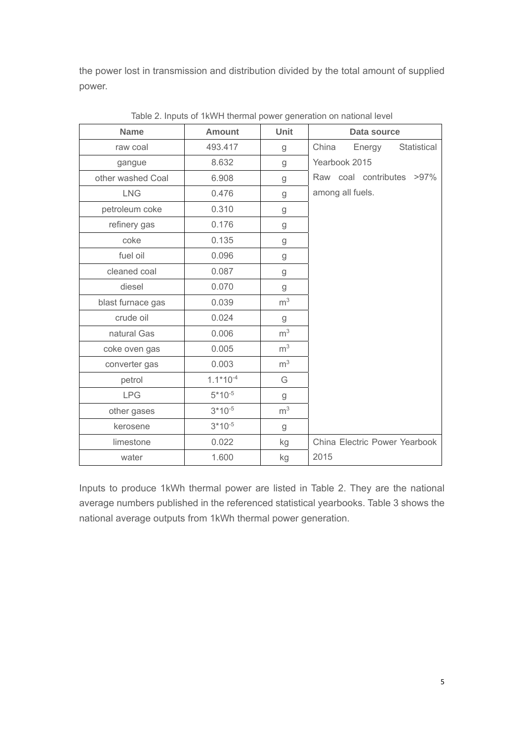the power lost in transmission and distribution divided by the total amount of supplied power.

Table 2. Inputs of 1kWH thermal power generation on national level

| Name | Amount | Unit | Data source |
|---|---|---|---|
| raw coal | 493.417 | g | China Energy Statistical Yearbook 2015<br>Raw coal contributes >97% among all fuels. |
| gangue | 8.632 | g | |
| other washed Coal | 6.908 | g | |
| LNG | 0.476 | g | |
| petroleum coke | 0.310 | g | |
| refinery gas | 0.176 | g | |
| coke | 0.135 | g | |
| fuel oil | 0.096 | g | |
| cleaned coal | 0.087 | g | |
| diesel | 0.070 | g | |
| blast furnace gas | 0.039 | $m^3$ | |
| crude oil | 0.024 | g | |
| natural Gas | 0.006 | $m^3$ | |
| coke oven gas | 0.005 | $m^3$ | |
| converter gas | 0.003 | $m^3$ | |
| petrol | $1.1*10^{-4}$ | G | |
| LPG | $5*10^{-5}$ | g | |
| other gases | $3*10^{-5}$ | $m^3$ | |
| kerosene | $3*10^{-5}$ | g | |
| limestone | 0.022 | kg | China Electric Power Yearbook 2015 |
| water | 1.600 | kg | |

Inputs to produce 1kWh thermal power are listed in Table 2. They are the national average numbers published in the referenced statistical yearbooks. Table 3 shows the national average outputs from 1kWh thermal power generation.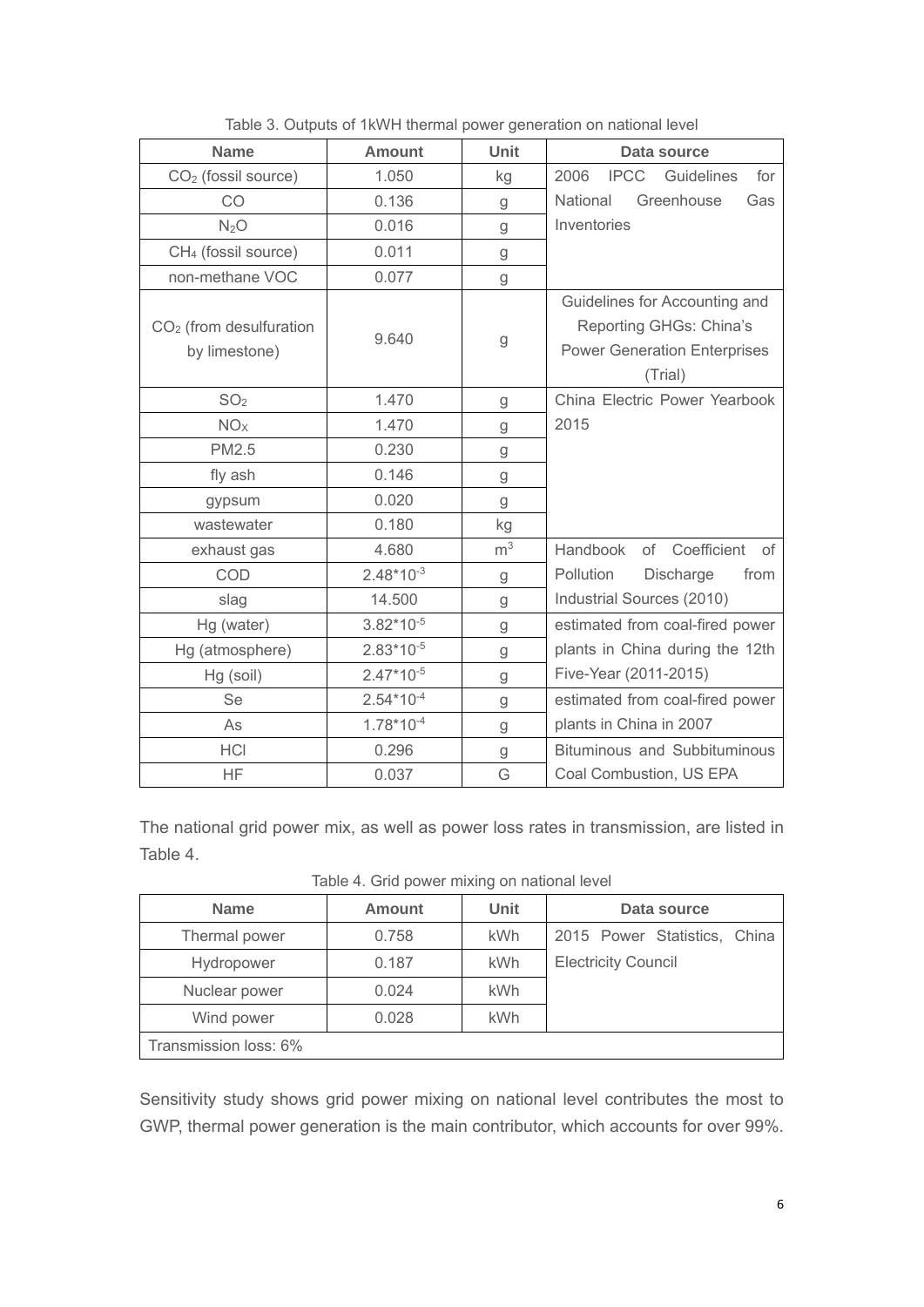Table 3. Outputs of 1kWH thermal power generation on national level

| Name | Amount | Unit | Data source |
|---|---|---|---|
| $CO_2$ (fossil source) | 1.050 | kg | 2006 IPCC Guidelines for National Greenhouse Gas Inventories |
| CO | 0.136 | g | |
| $N_2O$ | 0.016 | g | |
| $CH_4$ (fossil source) | 0.011 | g | |
| non-methane VOC | 0.077 | g | |
| $CO_2$ (from desulfuration by limestone) | 9.640 | g | Guidelines for Accounting and Reporting GHGs: China's Power Generation Enterprises (Trial) |
| $SO_2$ | 1.470 | g | China Electric Power Yearbook 2015 |
| $NO_X$ | 1.470 | g | |
| PM2.5 | 0.230 | g | |
| fly ash | 0.146 | g | |
| gypsum | 0.020 | g | |
| wastewater | 0.180 | kg | |
| exhaust gas | 4.680 | $m^3$ | Handbook of Coefficient of Pollution Discharge from Industrial Sources (2010) |
| COD | $2.48*10^{-3}$ | g | |
| slag | 14.500 | g | |
| Hg (water) | $3.82*10^{-5}$ | g | estimated from coal-fired power plants in China during the 12th Five-Year (2011-2015) |
| Hg (atmosphere) | $2.83*10^{-5}$ | g | |
| Hg (soil) | $2.47*10^{-5}$ | g | |
| Se | $2.54*10^{-4}$ | g | estimated from coal-fired power plants in China in 2007 |
| As | $1.78*10^{-4}$ | g | |
| HCl | 0.296 | g | Bituminous and Subbituminous Coal Combustion, US EPA |
| HF | 0.037 | G | |

The national grid power mix, as well as power loss rates in transmission, are listed in Table 4.

Table 4. Grid power mixing on national level

| Name | Amount | Unit | Data source |
|---|---|---|---|
| Thermal power | 0.758 | kWh | 2015 Power Statistics, China Electricity Council |
| Hydropower | 0.187 | kWh | |
| Nuclear power | 0.024 | kWh | |
| Wind power | 0.028 | kWh | |
| Transmission loss: 6% | | | |

Sensitivity study shows grid power mixing on national level contributes the most to GWP, thermal power generation is the main contributor, which accounts for over 99%.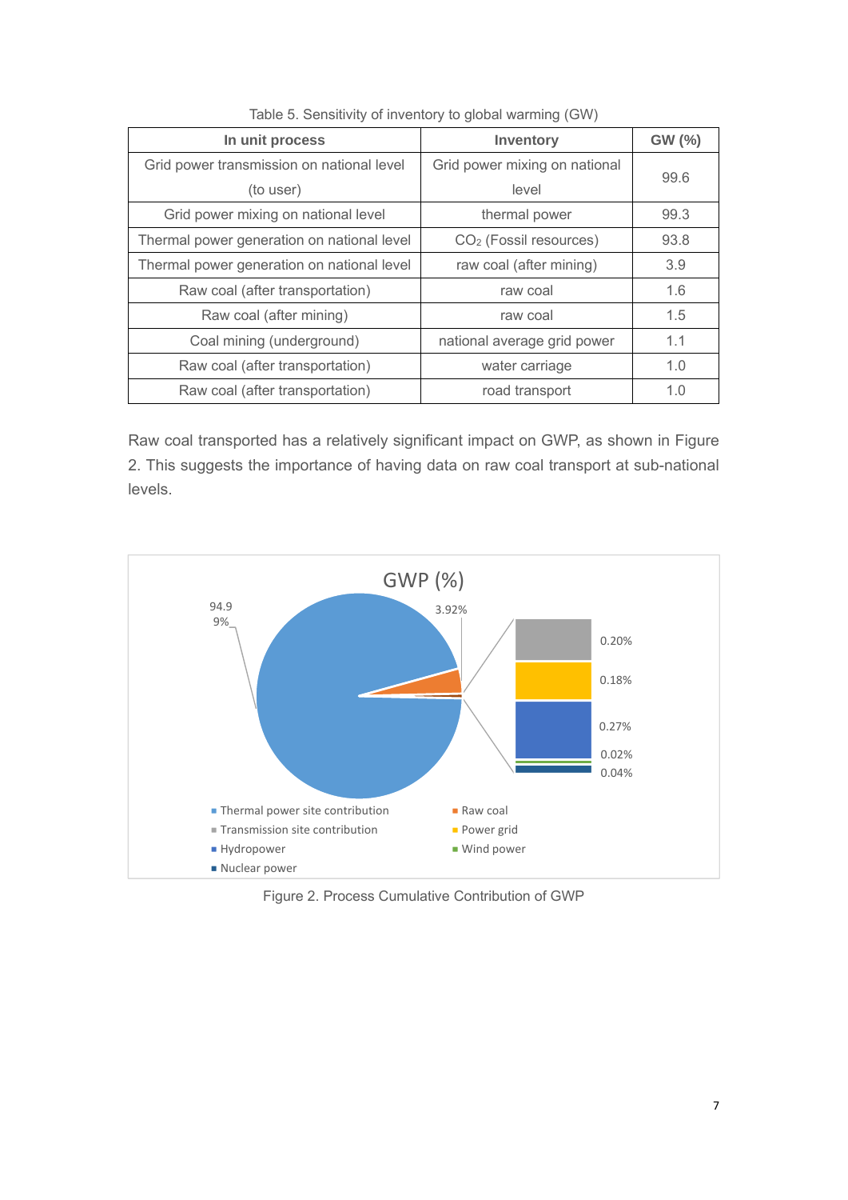Table 5. Sensitivity of inventory to global warming (GW)

| In unit process | Inventory | GW (%) |
|---|---|---|
| Grid power transmission on national level (to user) | Grid power mixing on national level | 99.6 |
| Grid power mixing on national level | thermal power | 99.3 |
| Thermal power generation on national level | $CO_2$ (Fossil resources) | 93.8 |
| Thermal power generation on national level | raw coal (after mining) | 3.9 |
| Raw coal (after transportation) | raw coal | 1.6 |
| Raw coal (after mining) | raw coal | 1.5 |
| Coal mining (underground) | national average grid power | 1.1 |
| Raw coal (after transportation) | water carriage | 1.0 |
| Raw coal (after transportation) | road transport | 1.0 |

Raw coal transported has a relatively significant impact on GWP, as shown in Figure 2. This suggests the importance of having data on raw coal transport at sub-national levels.

GWP (%)

94.99% | 3.92% | 0.20% | 0.18% | 0.27% | 0.02% | 0.04%

- Thermal power site contribution
- Raw coal
- Transmission site contribution
- Power grid
- Hydropower
- Wind power
- Nuclear power

Figure 2. Process Cumulative Contribution of GWP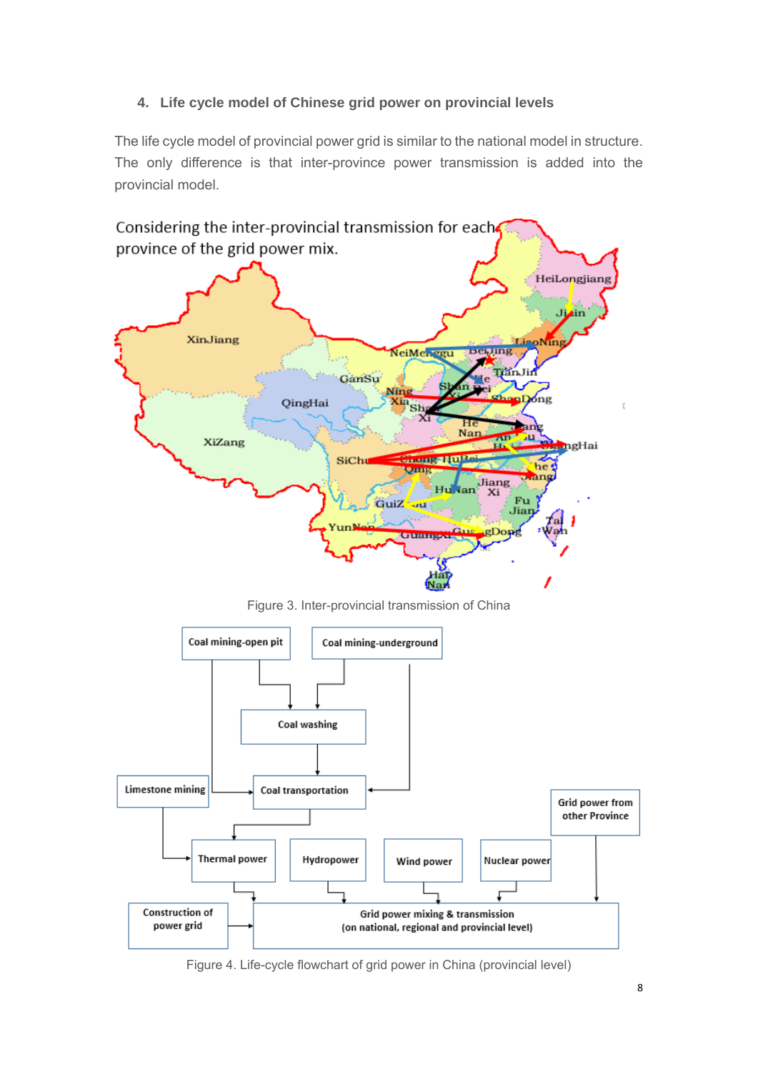## 4. Life cycle model of Chinese grid power on provincial levels

The life cycle model of provincial power grid is similar to the national model in structure. The only difference is that inter-province power transmission is added into the provincial model.

Considering the inter-provincial transmission for each province of the grid power mix.

Figure 3. Inter-provincial transmission of China

Figure 4. Life-cycle flowchart of grid power in China (provincial level)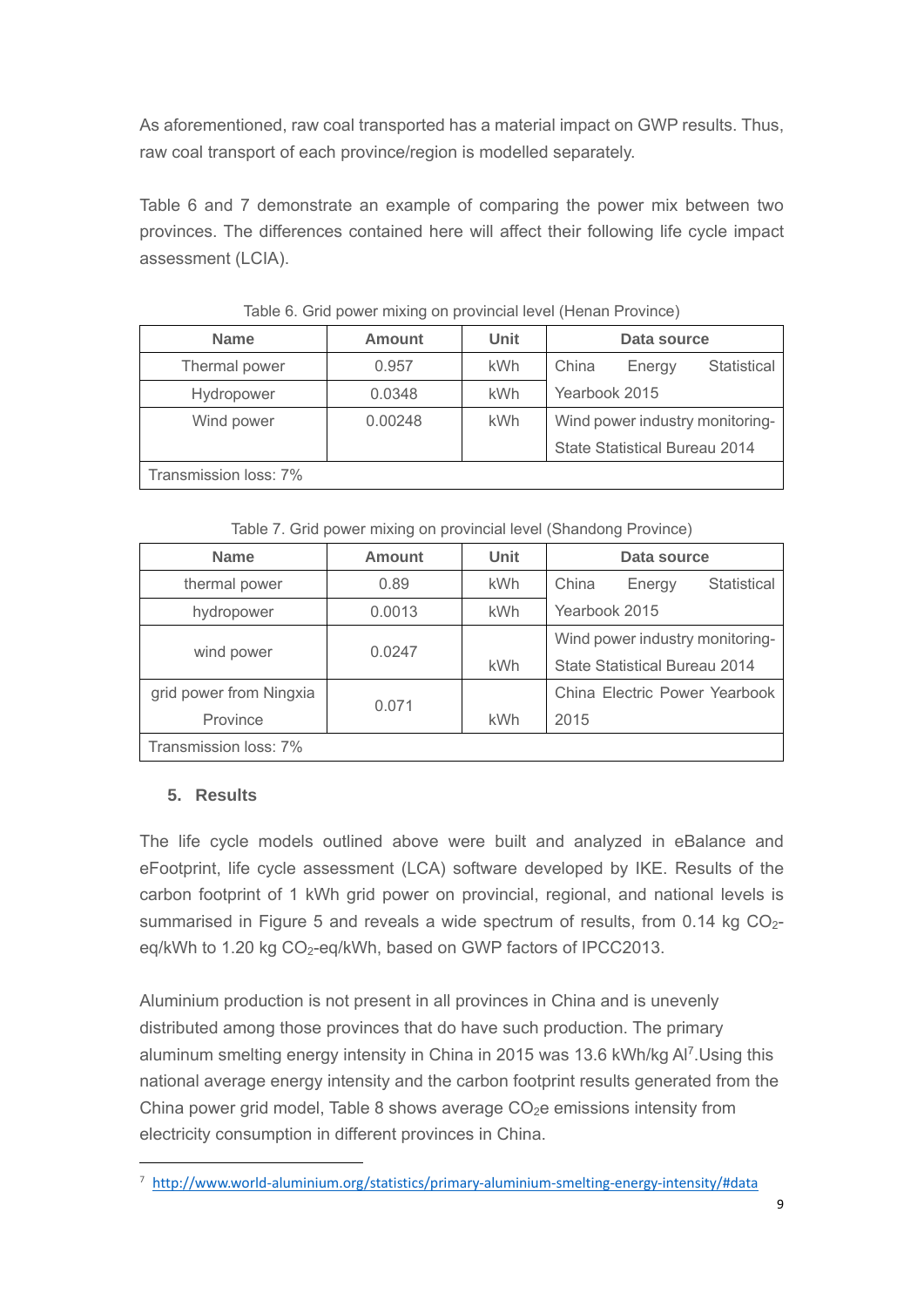As aforementioned, raw coal transported has a material impact on GWP results. Thus, raw coal transport of each province/region is modelled separately.

Table 6 and 7 demonstrate an example of comparing the power mix between two provinces. The differences contained here will affect their following life cycle impact assessment (LCIA).

Table 6. Grid power mixing on provincial level (Henan Province)

| Name | Amount | Unit | Data source |
|---|---|---|---|
| Thermal power | 0.957 | kWh | China Energy Statistical Yearbook 2015 |
| Hydropower | 0.0348 | kWh | |
| Wind power | 0.00248 | kWh | Wind power industry monitoring-State Statistical Bureau 2014 |
| Transmission loss: 7% | | | |

Table 7. Grid power mixing on provincial level (Shandong Province)

| Name | Amount | Unit | Data source |
|---|---|---|---|
| thermal power | 0.89 | kWh | China Energy Statistical Yearbook 2015 |
| hydropower | 0.0013 | kWh | |
| wind power | 0.0247 | kWh | Wind power industry monitoring-State Statistical Bureau 2014 |
| grid power from Ningxia Province | 0.071 | kWh | China Electric Power Yearbook 2015 |
| Transmission loss: 7% | | | |

## 5. Results

The life cycle models outlined above were built and analyzed in eBalance and eFootprint, life cycle assessment (LCA) software developed by IKE. Results of the carbon footprint of 1 kWh grid power on provincial, regional, and national levels is summarised in Figure 5 and reveals a wide spectrum of results, from 0.14 kg $CO_2$-eq/kWh to 1.20 kg $CO_2$-eq/kWh, based on GWP factors of IPCC2013.

Aluminium production is not present in all provinces in China and is unevenly distributed among those provinces that do have such production. The primary aluminum smelting energy intensity in China in 2015 was 13.6 kWh/kg Al[7].Using this national average energy intensity and the carbon footprint results generated from the China power grid model, Table 8 shows average $CO_2e$ emissions intensity from electricity consumption in different provinces in China.

[7] http://www.world-aluminium.org/statistics/primary-aluminium-smelting-energy-intensity/#data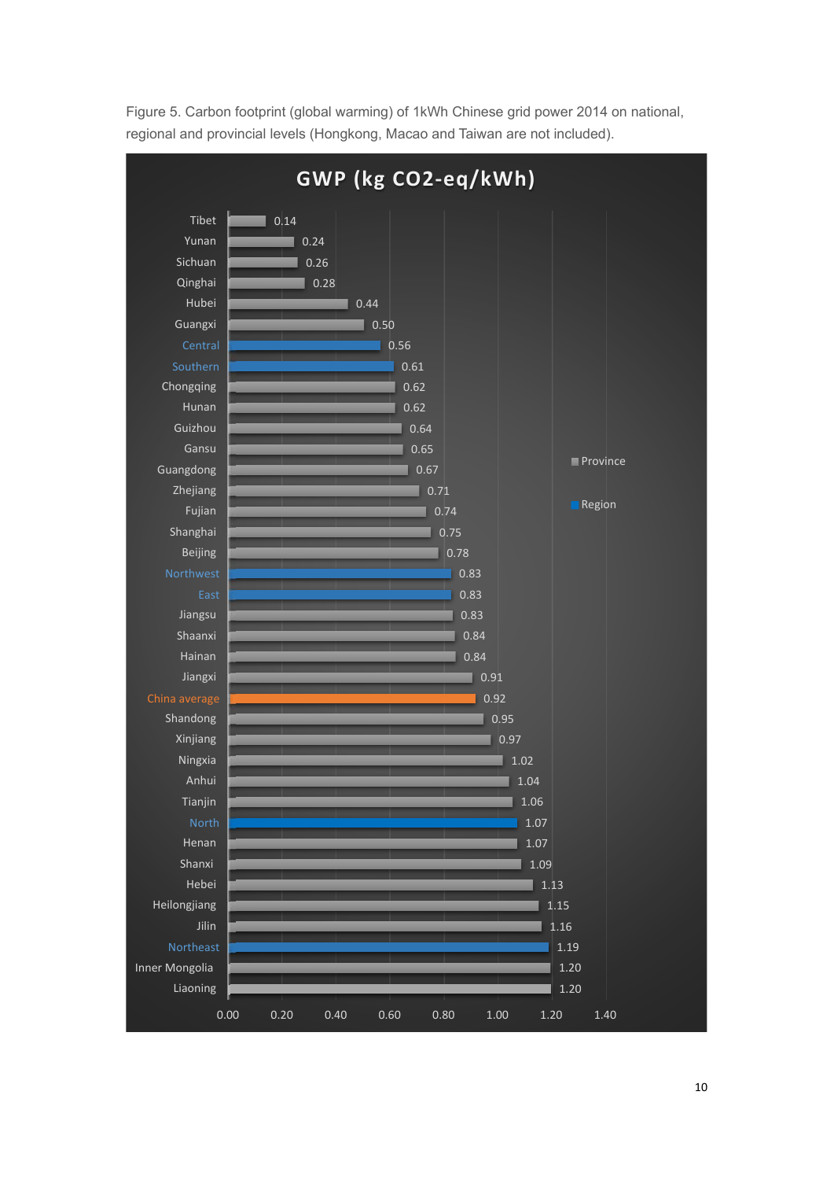Figure 5. Carbon footprint (global warming) of 1kWh Chinese grid power 2014 on national, regional and provincial levels (Hongkong, Macao and Taiwan are not included).

**GWP (kg CO2-eq/kWh)**

| Area | Type | GWP (kg CO2-eq/kWh) |
|---|---|---|
| Tibet | Province | 0.14 |
| Yunan | Province | 0.24 |
| Sichuan | Province | 0.26 |
| Qinghai | Province | 0.28 |
| Hubei | Province | 0.44 |
| Guangxi | Province | 0.50 |
| Central | Region | 0.56 |
| Southern | Region | 0.61 |
| Chongqing | Province | 0.62 |
| Hunan | Province | 0.62 |
| Guizhou | Province | 0.64 |
| Gansu | Province | 0.65 |
| Guangdong | Province | 0.67 |
| Zhejiang | Province | 0.71 |
| Fujian | Province | 0.74 |
| Shanghai | Province | 0.75 |
| Beijing | Province | 0.78 |
| Northwest | Region | 0.83 |
| East | Region | 0.83 |
| Jiangsu | Province | 0.83 |
| Shaanxi | Province | 0.84 |
| Hainan | Province | 0.84 |
| Jiangxi | Province | 0.91 |
| China average | | 0.92 |
| Shandong | Province | 0.95 |
| Xinjiang | Province | 0.97 |
| Ningxia | Province | 1.02 |
| Anhui | Province | 1.04 |
| Tianjin | Province | 1.06 |
| North | Region | 1.07 |
| Henan | Province | 1.07 |
| Shanxi | Province | 1.09 |
| Hebei | Province | 1.13 |
| Heilongjiang | Province | 1.15 |
| Jilin | Province | 1.16 |
| Northeast | Region | 1.19 |
| Inner Mongolia | Province | 1.20 |
| Liaoning | Province | 1.20 |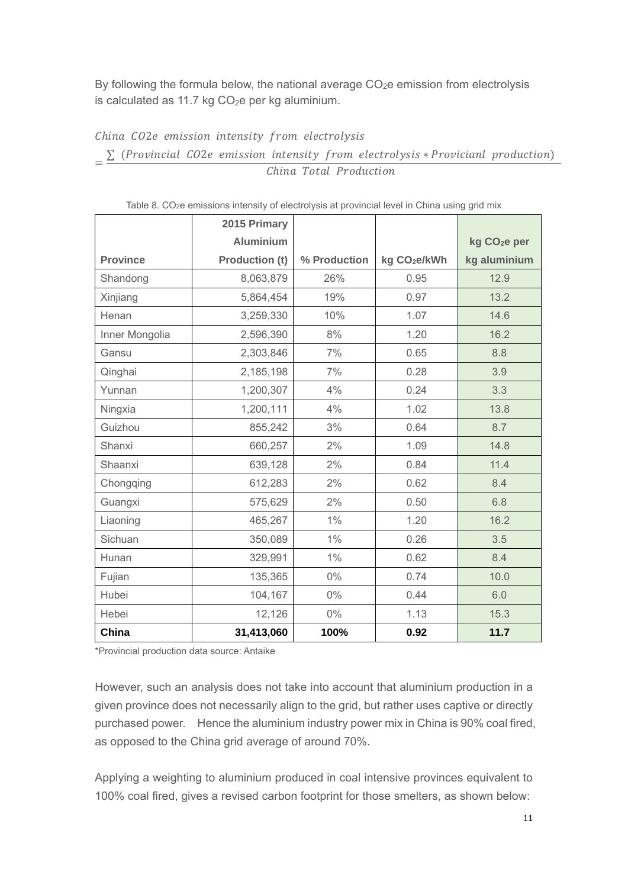By following the formula below, the national average $CO_2e$ emission from electrolysis is calculated as 11.7 kg $CO_2e$ per kg aluminium.

$$China\ CO2e\ emission\ intensity\ from\ electrolysis = \frac{\sum\ (Provincial\ CO2e\ emission\ intensity\ from\ electrolysis * Provicianl\ production)}{China\ Total\ Production}$$

Table 8. $CO_2e$ emissions intensity of electrolysis at provincial level in China using grid mix

| Province | 2015 Primary Aluminium Production (t) | % Production | kg $CO_2e$/kWh | kg $CO_2e$ per kg aluminium |
|---|---|---|---|---|
| Shandong | 8,063,879 | 26% | 0.95 | 12.9 |
| Xinjiang | 5,864,454 | 19% | 0.97 | 13.2 |
| Henan | 3,259,330 | 10% | 1.07 | 14.6 |
| Inner Mongolia | 2,596,390 | 8% | 1.20 | 16.2 |
| Gansu | 2,303,846 | 7% | 0.65 | 8.8 |
| Qinghai | 2,185,198 | 7% | 0.28 | 3.9 |
| Yunnan | 1,200,307 | 4% | 0.24 | 3.3 |
| Ningxia | 1,200,111 | 4% | 1.02 | 13.8 |
| Guizhou | 855,242 | 3% | 0.64 | 8.7 |
| Shanxi | 660,257 | 2% | 1.09 | 14.8 |
| Shaanxi | 639,128 | 2% | 0.84 | 11.4 |
| Chongqing | 612,283 | 2% | 0.62 | 8.4 |
| Guangxi | 575,629 | 2% | 0.50 | 6.8 |
| Liaoning | 465,267 | 1% | 1.20 | 16.2 |
| Sichuan | 350,089 | 1% | 0.26 | 3.5 |
| Hunan | 329,991 | 1% | 0.62 | 8.4 |
| Fujian | 135,365 | 0% | 0.74 | 10.0 |
| Hubei | 104,167 | 0% | 0.44 | 6.0 |
| Hebei | 12,126 | 0% | 1.13 | 15.3 |
| **China** | **31,413,060** | **100%** | **0.92** | **11.7** |

*Provincial production data source: Antaike

However, such an analysis does not take into account that aluminium production in a given province does not necessarily align to the grid, but rather uses captive or directly purchased power. Hence the aluminium industry power mix in China is 90% coal fired, as opposed to the China grid average of around 70%.

Applying a weighting to aluminium produced in coal intensive provinces equivalent to 100% coal fired, gives a revised carbon footprint for those smelters, as shown below: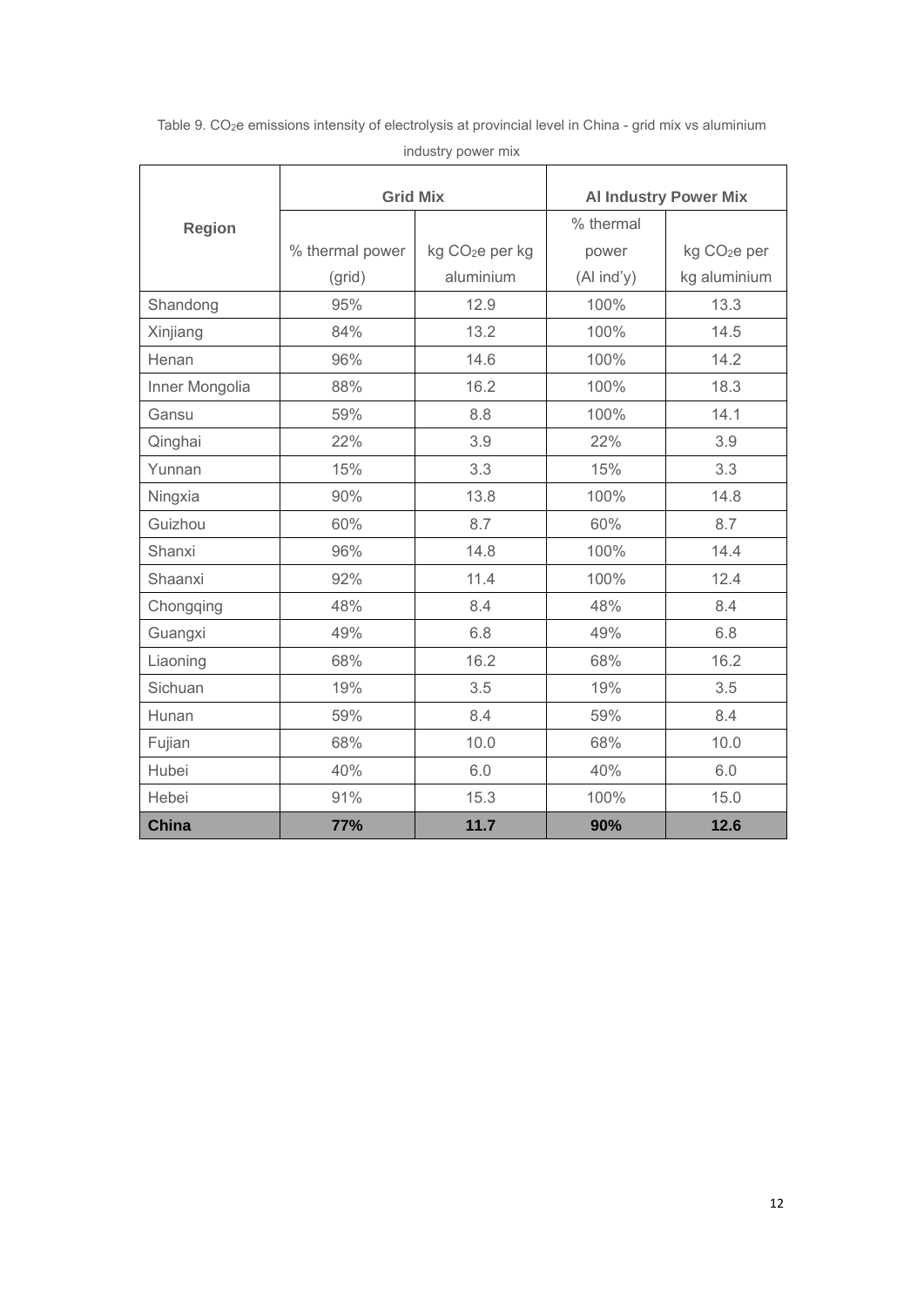Table 9. $CO_2e$ emissions intensity of electrolysis at provincial level in China - grid mix vs aluminium industry power mix

| Region | Grid Mix | | Al Industry Power Mix | |
|---|---|---|---|---|
| | % thermal power (grid) | kg $CO_2e$ per kg aluminium | % thermal power (Al ind'y) | kg $CO_2e$ per kg aluminium |
| Shandong | 95% | 12.9 | 100% | 13.3 |
| Xinjiang | 84% | 13.2 | 100% | 14.5 |
| Henan | 96% | 14.6 | 100% | 14.2 |
| Inner Mongolia | 88% | 16.2 | 100% | 18.3 |
| Gansu | 59% | 8.8 | 100% | 14.1 |
| Qinghai | 22% | 3.9 | 22% | 3.9 |
| Yunnan | 15% | 3.3 | 15% | 3.3 |
| Ningxia | 90% | 13.8 | 100% | 14.8 |
| Guizhou | 60% | 8.7 | 60% | 8.7 |
| Shanxi | 96% | 14.8 | 100% | 14.4 |
| Shaanxi | 92% | 11.4 | 100% | 12.4 |
| Chongqing | 48% | 8.4 | 48% | 8.4 |
| Guangxi | 49% | 6.8 | 49% | 6.8 |
| Liaoning | 68% | 16.2 | 68% | 16.2 |
| Sichuan | 19% | 3.5 | 19% | 3.5 |
| Hunan | 59% | 8.4 | 59% | 8.4 |
| Fujian | 68% | 10.0 | 68% | 10.0 |
| Hubei | 40% | 6.0 | 40% | 6.0 |
| Hebei | 91% | 15.3 | 100% | 15.0 |
| **China** | **77%** | **11.7** | **90%** | **12.6** |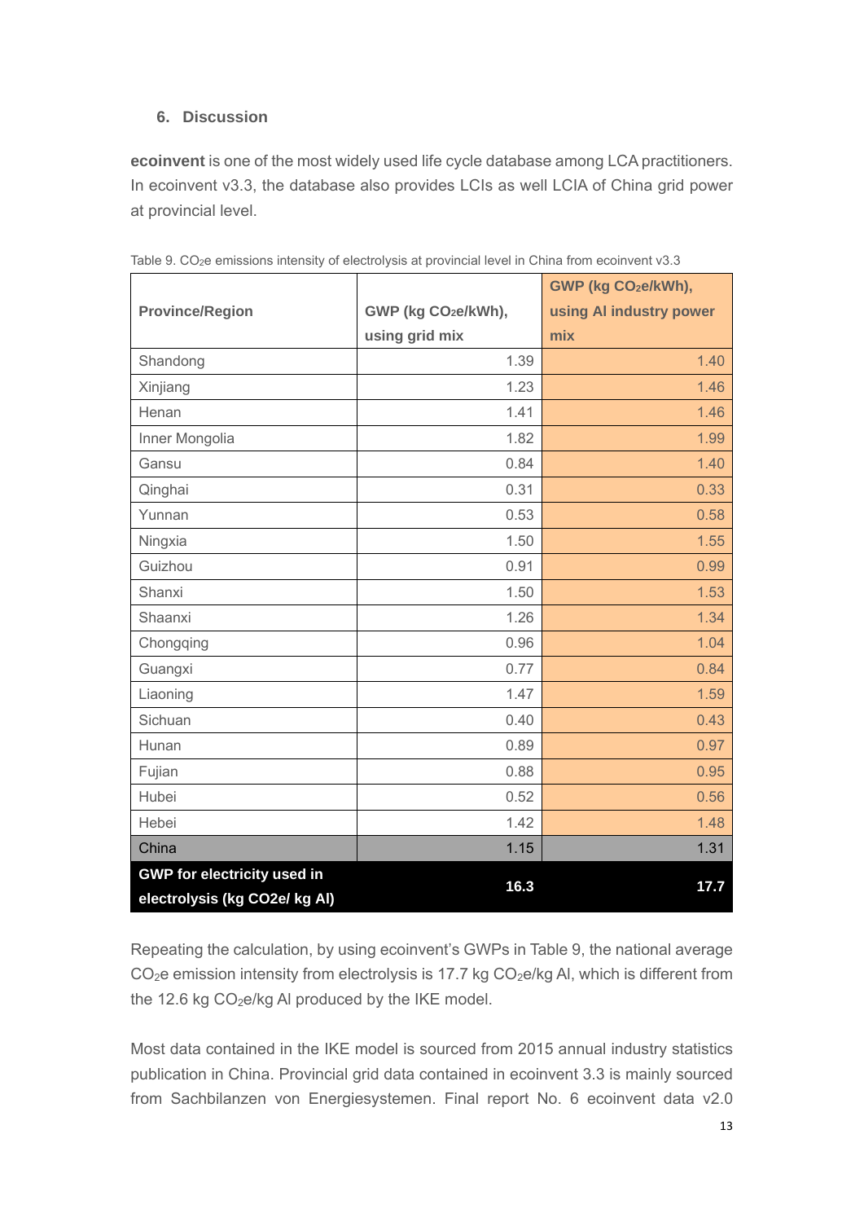## 6. Discussion

**ecoinvent** is one of the most widely used life cycle database among LCA practitioners. In ecoinvent v3.3, the database also provides LCIs as well LCIA of China grid power at provincial level.

Table 9. $CO_2e$ emissions intensity of electrolysis at provincial level in China from ecoinvent v3.3

| Province/Region | GWP (kg $CO_2e$/kWh), using grid mix | GWP (kg $CO_2e$/kWh), using Al industry power mix |
|---|---|---|
| Shandong | 1.39 | 1.40 |
| Xinjiang | 1.23 | 1.46 |
| Henan | 1.41 | 1.46 |
| Inner Mongolia | 1.82 | 1.99 |
| Gansu | 0.84 | 1.40 |
| Qinghai | 0.31 | 0.33 |
| Yunnan | 0.53 | 0.58 |
| Ningxia | 1.50 | 1.55 |
| Guizhou | 0.91 | 0.99 |
| Shanxi | 1.50 | 1.53 |
| Shaanxi | 1.26 | 1.34 |
| Chongqing | 0.96 | 1.04 |
| Guangxi | 0.77 | 0.84 |
| Liaoning | 1.47 | 1.59 |
| Sichuan | 0.40 | 0.43 |
| Hunan | 0.89 | 0.97 |
| Fujian | 0.88 | 0.95 |
| Hubei | 0.52 | 0.56 |
| Hebei | 1.42 | 1.48 |
| China | 1.15 | 1.31 |
| **GWP for electricity used in electrolysis (kg CO2e/ kg Al)** | **16.3** | **17.7** |

Repeating the calculation, by using ecoinvent's GWPs in Table 9, the national average $CO_2e$ emission intensity from electrolysis is 17.7 kg $CO_2e$/kg Al, which is different from the 12.6 kg $CO_2e$/kg Al produced by the IKE model.

Most data contained in the IKE model is sourced from 2015 annual industry statistics publication in China. Provincial grid data contained in ecoinvent 3.3 is mainly sourced from Sachbilanzen von Energiesystemen. Final report No. 6 ecoinvent data v2.0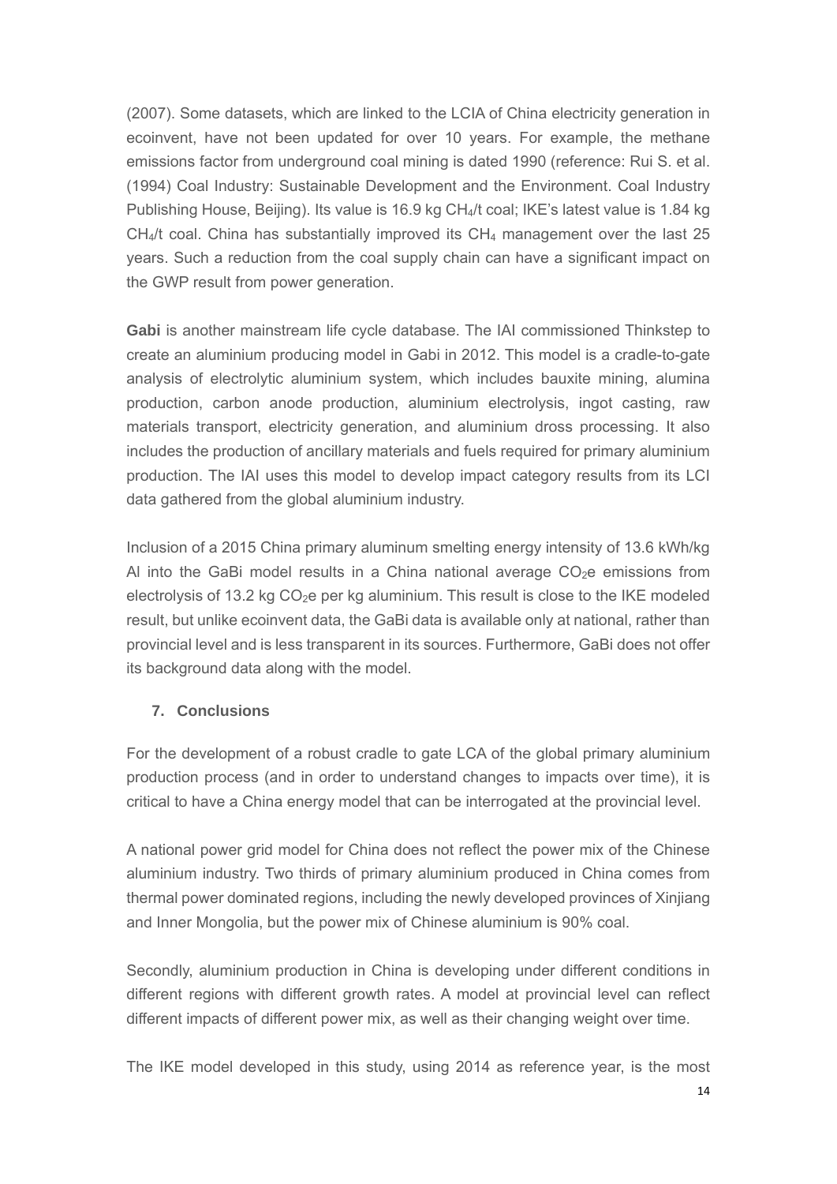(2007). Some datasets, which are linked to the LCIA of China electricity generation in ecoinvent, have not been updated for over 10 years. For example, the methane emissions factor from underground coal mining is dated 1990 (reference: Rui S. et al. (1994) Coal Industry: Sustainable Development and the Environment. Coal Industry Publishing House, Beijing). Its value is 16.9 kg $CH_4$/t coal; IKE's latest value is 1.84 kg $CH_4$/t coal. China has substantially improved its $CH_4$ management over the last 25 years. Such a reduction from the coal supply chain can have a significant impact on the GWP result from power generation.

**Gabi** is another mainstream life cycle database. The IAI commissioned Thinkstep to create an aluminium producing model in Gabi in 2012. This model is a cradle-to-gate analysis of electrolytic aluminium system, which includes bauxite mining, alumina production, carbon anode production, aluminium electrolysis, ingot casting, raw materials transport, electricity generation, and aluminium dross processing. It also includes the production of ancillary materials and fuels required for primary aluminium production. The IAI uses this model to develop impact category results from its LCI data gathered from the global aluminium industry.

Inclusion of a 2015 China primary aluminum smelting energy intensity of 13.6 kWh/kg Al into the GaBi model results in a China national average $CO_2$e emissions from electrolysis of 13.2 kg $CO_2$e per kg aluminium. This result is close to the IKE modeled result, but unlike ecoinvent data, the GaBi data is available only at national, rather than provincial level and is less transparent in its sources. Furthermore, GaBi does not offer its background data along with the model.

## 7. Conclusions

For the development of a robust cradle to gate LCA of the global primary aluminium production process (and in order to understand changes to impacts over time), it is critical to have a China energy model that can be interrogated at the provincial level.

A national power grid model for China does not reflect the power mix of the Chinese aluminium industry. Two thirds of primary aluminium produced in China comes from thermal power dominated regions, including the newly developed provinces of Xinjiang and Inner Mongolia, but the power mix of Chinese aluminium is 90% coal.

Secondly, aluminium production in China is developing under different conditions in different regions with different growth rates. A model at provincial level can reflect different impacts of different power mix, as well as their changing weight over time.

The IKE model developed in this study, using 2014 as reference year, is the most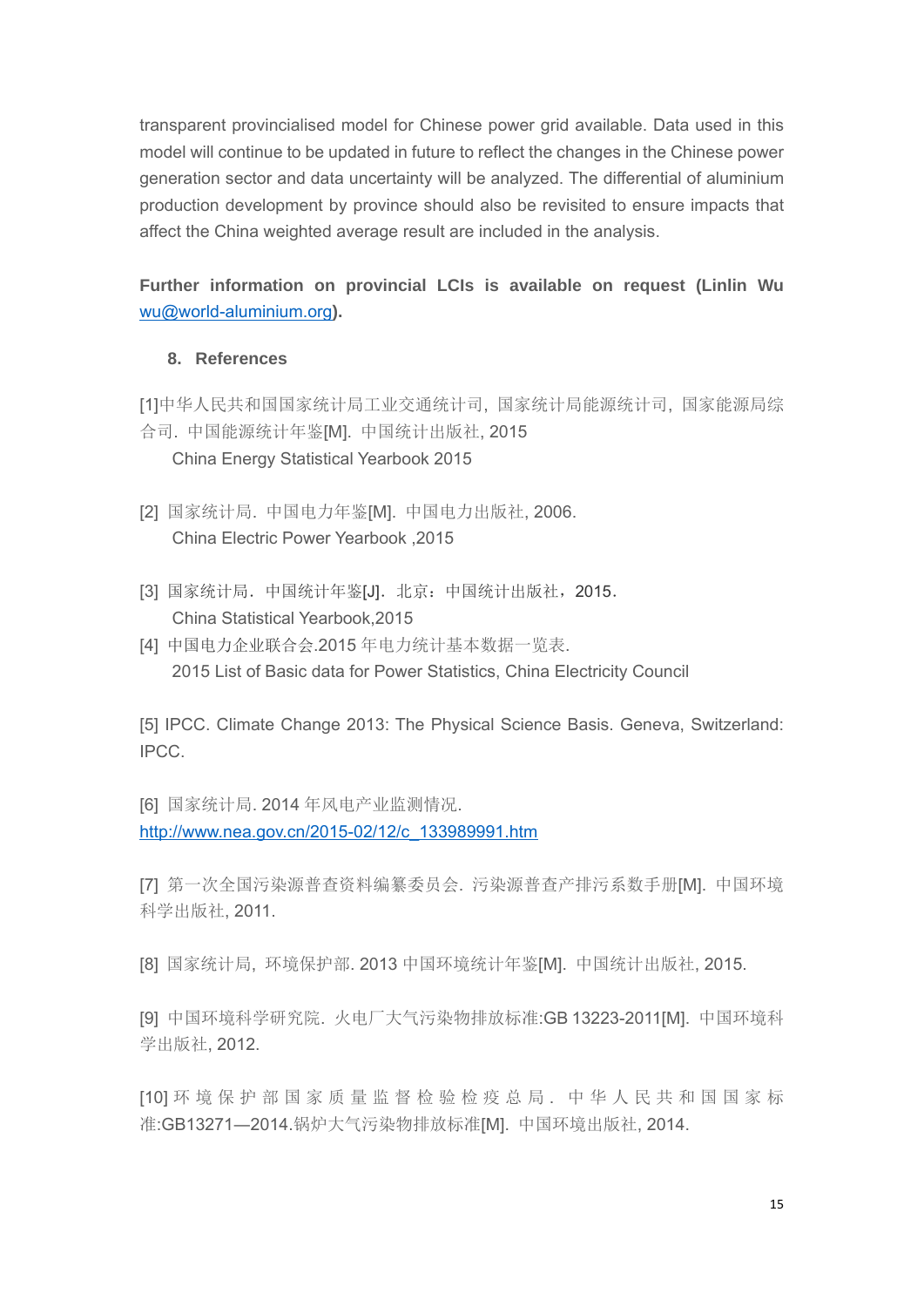transparent provincialised model for Chinese power grid available. Data used in this model will continue to be updated in future to reflect the changes in the Chinese power generation sector and data uncertainty will be analyzed. The differential of aluminium production development by province should also be revisited to ensure impacts that affect the China weighted average result are included in the analysis.

**Further information on provincial LCIs is available on request (Linlin Wu wu@world-aluminium.org).**

## 8. References

[1]中华人民共和国国家统计局工业交通统计司，国家统计局能源统计司，国家能源局综合司. 中国能源统计年鉴[M]. 中国统计出版社, 2015

China Energy Statistical Yearbook 2015

[2] 国家统计局. 中国电力年鉴[M]. 中国电力出版社, 2006.

China Electric Power Yearbook ,2015

[3] 国家统计局. 中国统计年鉴[J]. 北京：中国统计出版社，2015.

China Statistical Yearbook,2015

[4] 中国电力企业联合会.2015 年电力统计基本数据一览表.

2015 List of Basic data for Power Statistics, China Electricity Council

[5] IPCC. Climate Change 2013: The Physical Science Basis. Geneva, Switzerland: IPCC.

[6] 国家统计局. 2014 年风电产业监测情况.
http://www.nea.gov.cn/2015-02/12/c_133989991.htm

[7] 第一次全国污染源普查资料编纂委员会. 污染源普查产排污系数手册[M]. 中国环境科学出版社, 2011.

[8] 国家统计局，环境保护部. 2013 中国环境统计年鉴[M]. 中国统计出版社, 2015.

[9] 中国环境科学研究院. 火电厂大气污染物排放标准:GB 13223-2011[M]. 中国环境科学出版社, 2012.

[10] 环境保护部国家质量监督检验检疫总局. 中华人民共和国国家标准:GB13271—2014.锅炉大气污染物排放标准[M]. 中国环境出版社, 2014.